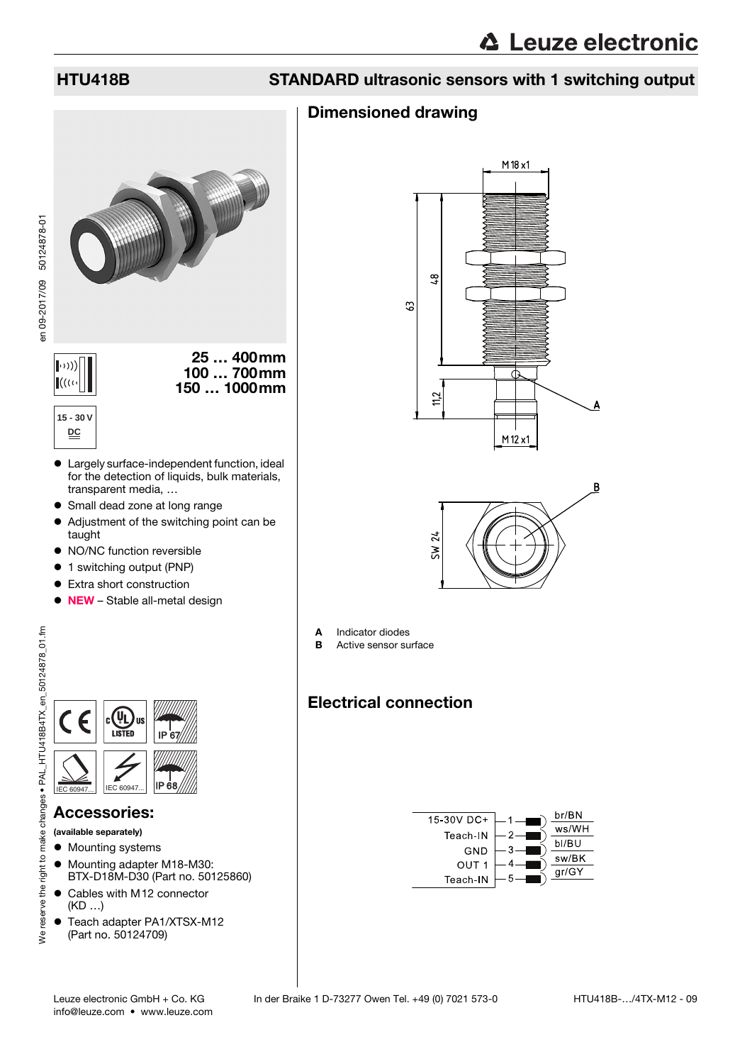# HTU418B

## STANDARD ultrasonic sensors with 1 switching output

**25 … 400mm**
**100 … 700mm**
**150 … 1000mm**

15 - 30 V DC

- Largely surface-independent function, ideal for the detection of liquids, bulk materials, transparent media, …
- Small dead zone at long range
- Adjustment of the switching point can be taught
- NO/NC function reversible
- 1 switching output (PNP)
- Extra short construction
- **NEW** – Stable all-metal design

IP 67 IP 68 IEC 60947...

## Accessories:

**(available separately)**

- Mounting systems
- Mounting adapter M18-M30: BTX-D18M-D30 (Part no. 50125860)
- Cables with M12 connector (KD …)
- Teach adapter PA1/XTSX-M12 (Part no. 50124709)

## Dimensioned drawing

M18 x1, 63, 48, 11,2, M12 x1, SW 24

**A** Indicator diodes
**B** Active sensor surface

## Electrical connection

| Signal | Pin | Wire color |
|---|---|---|
| 15-30V DC+ | 1 | br/BN |
| Teach-IN | 2 | ws/WH |
| GND | 3 | bl/BU |
| OUT 1 | 4 | sw/BK |
| Teach-IN | 5 | gr/GY |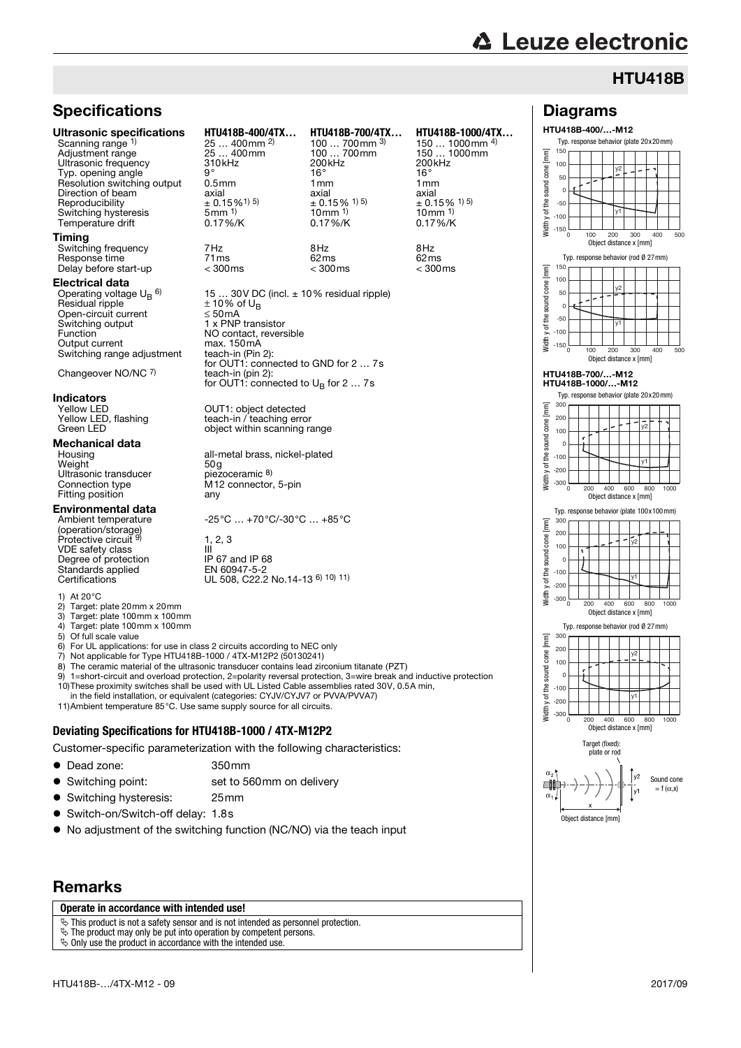## HTU418B

## Specifications

| Ultrasonic specifications | HTU418B-400/4TX… | HTU418B-700/4TX… | HTU418B-1000/4TX… |
|---|---|---|---|
| Scanning range [1] | 25 … 400mm [2] | 100 … 700mm [3] | 150 … 1000mm [4] |
| Adjustment range | 25 … 400mm | 100 … 700mm | 150 … 1000mm |
| Ultrasonic frequency | 310kHz | 200kHz | 200kHz |
| Typ. opening angle | 9° | 16° | 16° |
| Resolution switching output | 0.5mm | 1mm | 1mm |
| Direction of beam | axial | axial | axial |
| Reproducibility | ± 0.15% [1) 5)] | ± 0.15% [1) 5)] | ± 0.15% [1) 5)] |
| Switching hysteresis | 5mm [1] | 10mm [1] | 10mm [1] |
| Temperature drift | 0.17%/K | 0.17%/K | 0.17%/K |
| **Timing** | | | |
| Switching frequency | 7Hz | 8Hz | 8Hz |
| Response time | 71ms | 62ms | 62ms |
| Delay before start-up | < 300ms | < 300ms | < 300ms |

**Electrical data**

| | |
|---|---|
| Operating voltage $U_B$ [6] | 15 … 30V DC (incl. ± 10% residual ripple) |
| Residual ripple | ± 10% of $U_B$ |
| Open-circuit current | ≤ 50mA |
| Switching output | 1 x PNP transistor |
| Function | NO contact, reversible |
| Output current | max. 150mA |
| Switching range adjustment | teach-in (Pin 2): for OUT1: connected to GND for 2 … 7s |
| Changeover NO/NC [7] | teach-in (pin 2): for OUT1: connected to $U_B$ for 2 … 7s |

**Indicators**

| | |
|---|---|
| Yellow LED | OUT1: object detected |
| Yellow LED, flashing | teach-in / teaching error |
| Green LED | object within scanning range |

**Mechanical data**

| | |
|---|---|
| Housing | all-metal brass, nickel-plated |
| Weight | 50g |
| Ultrasonic transducer | piezoceramic [8] |
| Connection type | M12 connector, 5-pin |
| Fitting position | any |

**Environmental data**

| | |
|---|---|
| Ambient temperature (operation/storage) | -25°C … +70°C/-30°C … +85°C |
| Protective circuit [9] | 1, 2, 3 |
| VDE safety class | III |
| Degree of protection | IP 67 and IP 68 |
| Standards applied | EN 60947-5-2 |
| Certifications | UL 508, C22.2 No.14-13 [6) 10) 11)] |

1) At 20°C
2) Target: plate 20mm x 20mm
3) Target: plate 100mm x 100mm
4) Target: plate 100mm x 100mm
5) Of full scale value
6) For UL applications: for use in class 2 circuits according to NEC only
7) Not applicable for Type HTU418B-1000 / 4TX-M12P2 (50130241)
8) The ceramic material of the ultrasonic transducer contains lead zirconium titanate (PZT)
9) 1=short-circuit and overload protection, 2=polarity reversal protection, 3=wire break and inductive protection
10) These proximity switches shall be used with UL Listed Cable assemblies rated 30V, 0.5A min, in the field installation, or equivalent (categories: CYJV/CYJV7 or PVVA/PVVA7)
11) Ambient temperature 85°C. Use same supply source for all circuits.

### Deviating Specifications for HTU418B-1000 / 4TX-M12P2

Customer-specific parameterization with the following characteristics:

- Dead zone: 350mm
- Switching point: set to 560mm on delivery
- Switching hysteresis: 25mm
- Switch-on/Switch-off delay: 1.8s
- No adjustment of the switching function (NC/NO) via the teach input

## Diagrams

**HTU418B-400/…-M12**

Typ. response behavior (plate 20x20mm)

Typ. response behavior (rod Ø 27mm)

**HTU418B-700/…-M12**
**HTU418B-1000/…-M12**

Typ. response behavior (plate 20x20mm)

Typ. response behavior (plate 100x100mm)

Typ. response behavior (rod Ø 27mm)

Width y of the sound cone [mm] / Object distance x [mm]

Target (fixed): plate or rod — Sound cone = f (α,x) — Object distance [mm]

## Remarks

**Operate in accordance with intended use!**

- This product is not a safety sensor and is not intended as personnel protection.
- The product may only be put into operation by competent persons.
- Only use the product in accordance with the intended use.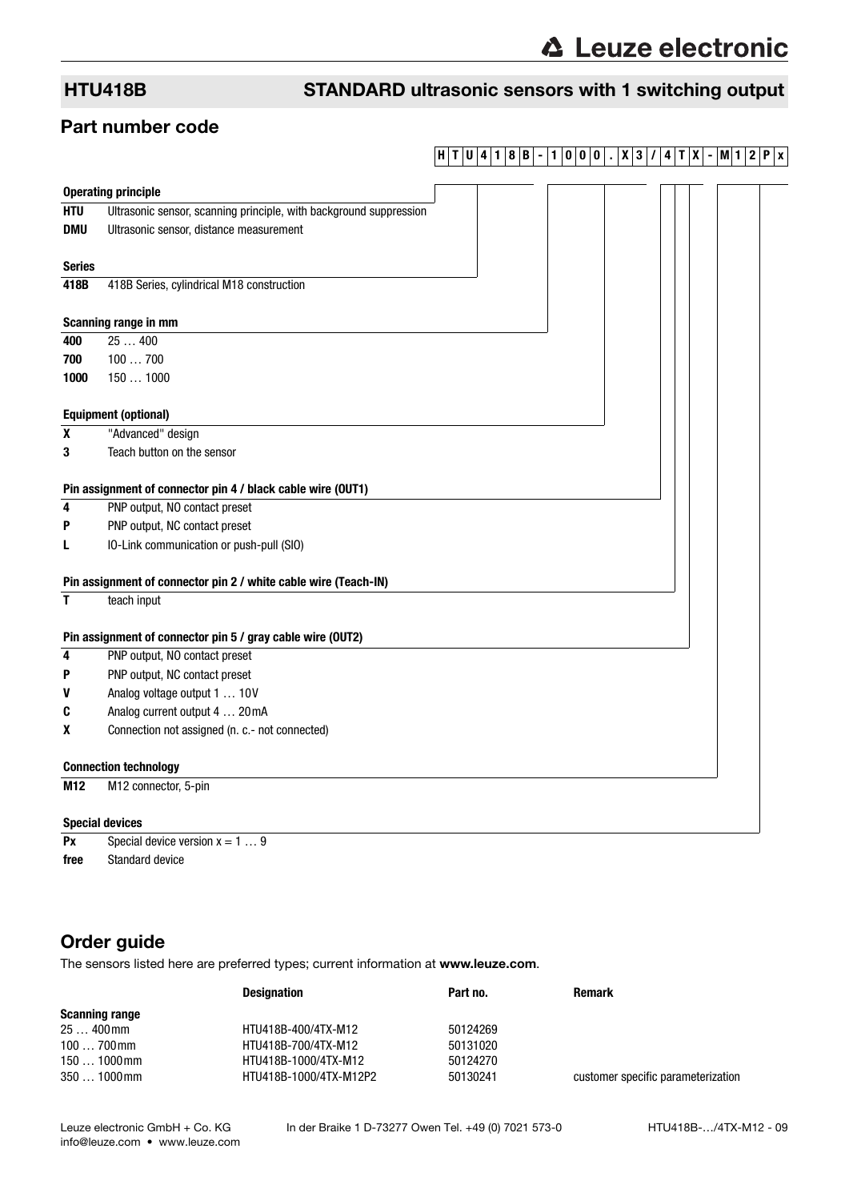## HTU418B STANDARD ultrasonic sensors with 1 switching output

## Part number code

**H T U 4 1 8 B - 1 0 0 0 . X 3 / 4 T X - M 1 2 P x**

**Operating principle**

| | |
|---|---|
| **HTU** | Ultrasonic sensor, scanning principle, with background suppression |
| **DMU** | Ultrasonic sensor, distance measurement |

**Series**

| | |
|---|---|
| **418B** | 418B Series, cylindrical M18 construction |

**Scanning range in mm**

| | |
|---|---|
| **400** | 25 … 400 |
| **700** | 100 … 700 |
| **1000** | 150 … 1000 |

**Equipment (optional)**

| | |
|---|---|
| **X** | "Advanced" design |
| **3** | Teach button on the sensor |

**Pin assignment of connector pin 4 / black cable wire (OUT1)**

| | |
|---|---|
| **4** | PNP output, NO contact preset |
| **P** | PNP output, NC contact preset |
| **L** | IO-Link communication or push-pull (SIO) |

**Pin assignment of connector pin 2 / white cable wire (Teach-IN)**

| | |
|---|---|
| **T** | teach input |

**Pin assignment of connector pin 5 / gray cable wire (OUT2)**

| | |
|---|---|
| **4** | PNP output, NO contact preset |
| **P** | PNP output, NC contact preset |
| **V** | Analog voltage output 1 … 10V |
| **C** | Analog current output 4 … 20mA |
| **X** | Connection not assigned (n. c.- not connected) |

**Connection technology**

| | |
|---|---|
| **M12** | M12 connector, 5-pin |

**Special devices**

| | |
|---|---|
| **Px** | Special device version x = 1 … 9 |
| **free** | Standard device |

## Order guide

The sensors listed here are preferred types; current information at **www.leuze.com**.

| | Designation | Part no. | Remark |
|---|---|---|---|
| **Scanning range** | | | |
| 25 … 400mm | HTU418B-400/4TX-M12 | 50124269 | |
| 100 … 700mm | HTU418B-700/4TX-M12 | 50131020 | |
| 150 … 1000mm | HTU418B-1000/4TX-M12 | 50124270 | |
| 350 … 1000mm | HTU418B-1000/4TX-M12P2 | 50130241 | customer specific parameterization |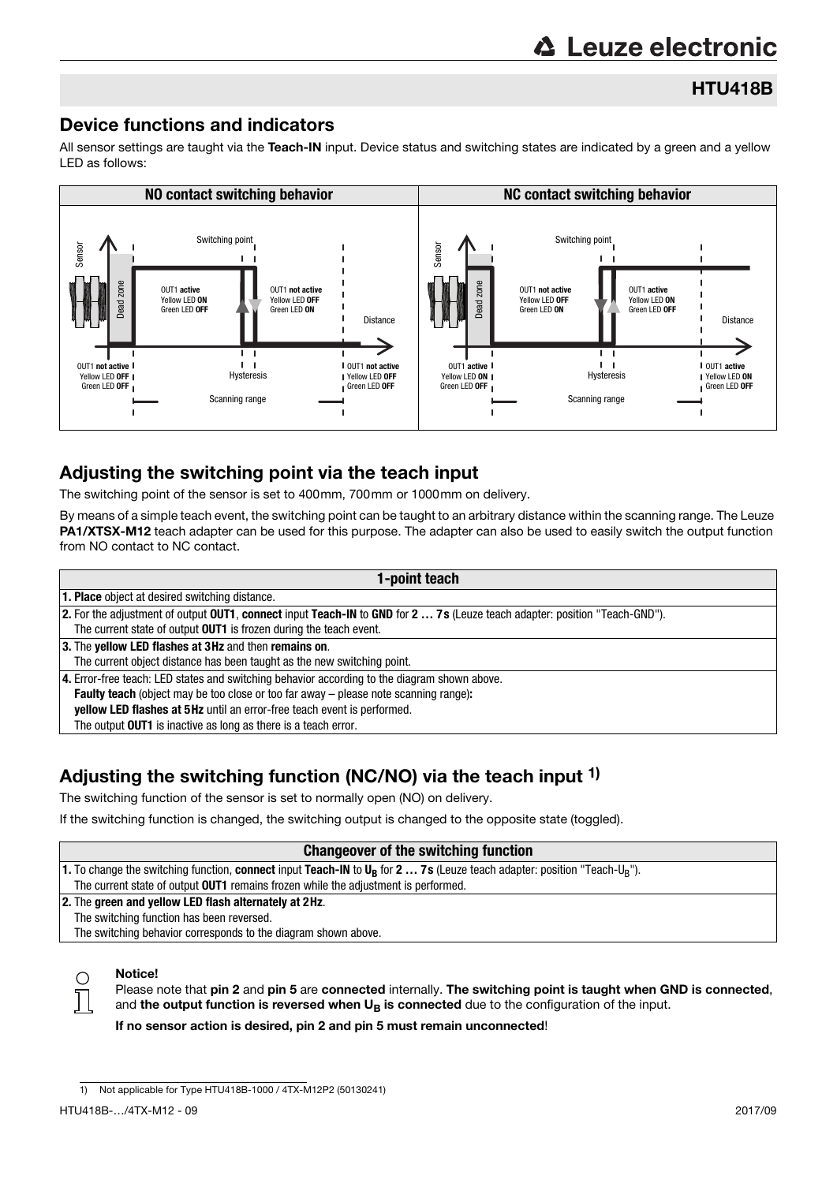## HTU418B

## Device functions and indicators

All sensor settings are taught via the **Teach-IN** input. Device status and switching states are indicated by a green and a yellow LED as follows:

**NO contact switching behavior**

Sensor
Dead zone
Switching point
OUT1 **active**
Yellow LED **ON**
Green LED **OFF**
OUT1 **not active**
Yellow LED **OFF**
Green LED **ON**
Distance
OUT1 **not active**
Yellow LED **OFF**
Green LED **OFF**
Hysteresis
OUT1 **not active**
Yellow LED **OFF**
Green LED **OFF**
Scanning range

**NC contact switching behavior**

Sensor
Dead zone
Switching point
OUT1 **not active**
Yellow LED **OFF**
Green LED **ON**
OUT1 **active**
Yellow LED **ON**
Green LED **OFF**
Distance
OUT1 **active**
Yellow LED **ON**
Green LED **OFF**
Hysteresis
OUT1 **active**
Yellow LED **ON**
Green LED **OFF**
Scanning range

## Adjusting the switching point via the teach input

The switching point of the sensor is set to 400mm, 700mm or 1000mm on delivery.

By means of a simple teach event, the switching point can be taught to an arbitrary distance within the scanning range. The Leuze **PA1/XTSX-M12** teach adapter can be used for this purpose. The adapter can also be used to easily switch the output function from NO contact to NC contact.

| 1-point teach |
|---|
| **1. Place** object at desired switching distance. |
| **2.** For the adjustment of output **OUT1**, **connect** input **Teach-IN** to **GND** for **2 … 7s** (Leuze teach adapter: position "Teach-GND").<br>The current state of output **OUT1** is frozen during the teach event. |
| **3.** The **yellow LED flashes at 3Hz** and then **remains on**.<br>The current object distance has been taught as the new switching point. |
| **4.** Error-free teach: LED states and switching behavior according to the diagram shown above.<br>**Faulty teach** (object may be too close or too far away – please note scanning range)**:**<br>**yellow LED flashes at 5Hz** until an error-free teach event is performed.<br>The output **OUT1** is inactive as long as there is a teach error. |

## Adjusting the switching function (NC/NO) via the teach input [1)]

The switching function of the sensor is set to normally open (NO) on delivery.

If the switching function is changed, the switching output is changed to the opposite state (toggled).

| Changeover of the switching function |
|---|
| **1.** To change the switching function, **connect** input **Teach-IN** to $U_B$ for **2 … 7s** (Leuze teach adapter: position "Teach-$U_B$").<br>The current state of output **OUT1** remains frozen while the adjustment is performed. |
| **2.** The **green and yellow LED flash alternately at 2Hz**.<br>The switching function has been reversed.<br>The switching behavior corresponds to the diagram shown above. |

**Notice!**

Please note that **pin 2** and **pin 5** are **connected** internally. **The switching point is taught when GND is connected**, and **the output function is reversed when $U_B$ is connected** due to the configuration of the input.

**If no sensor action is desired, pin 2 and pin 5 must remain unconnected**!

1) Not applicable for Type HTU418B-1000 / 4TX-M12P2 (50130241)